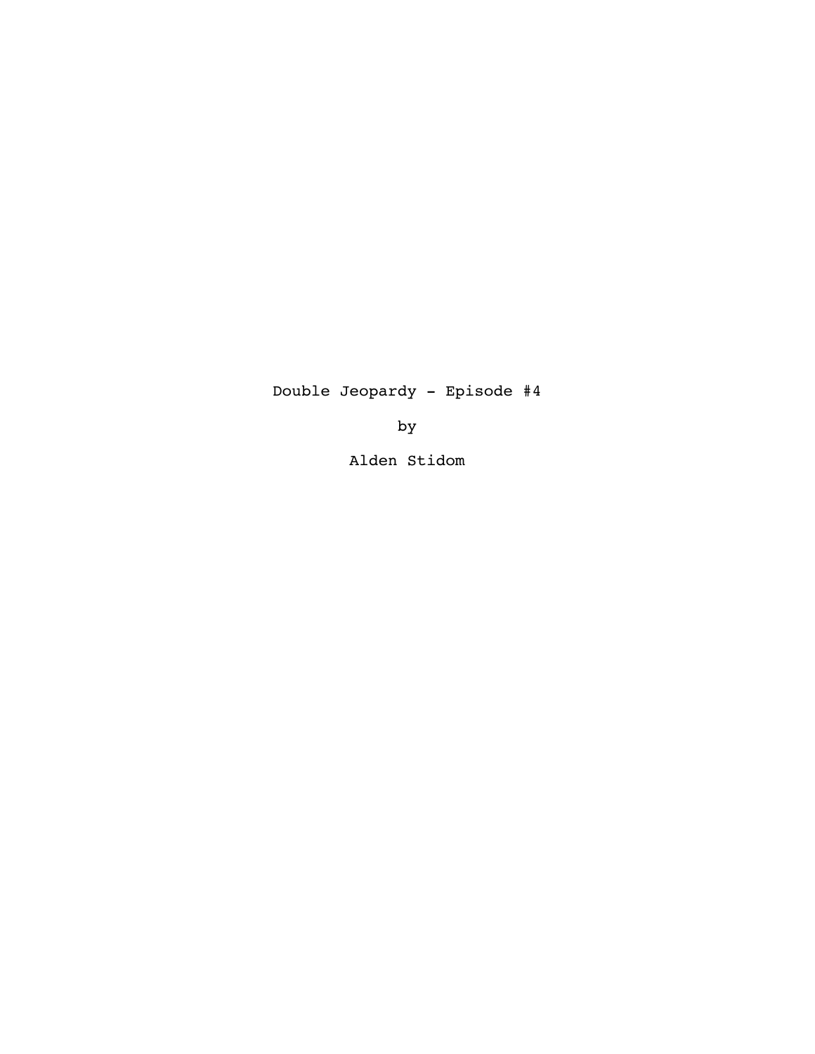Double Jeopardy - Episode #4

by

Alden Stidom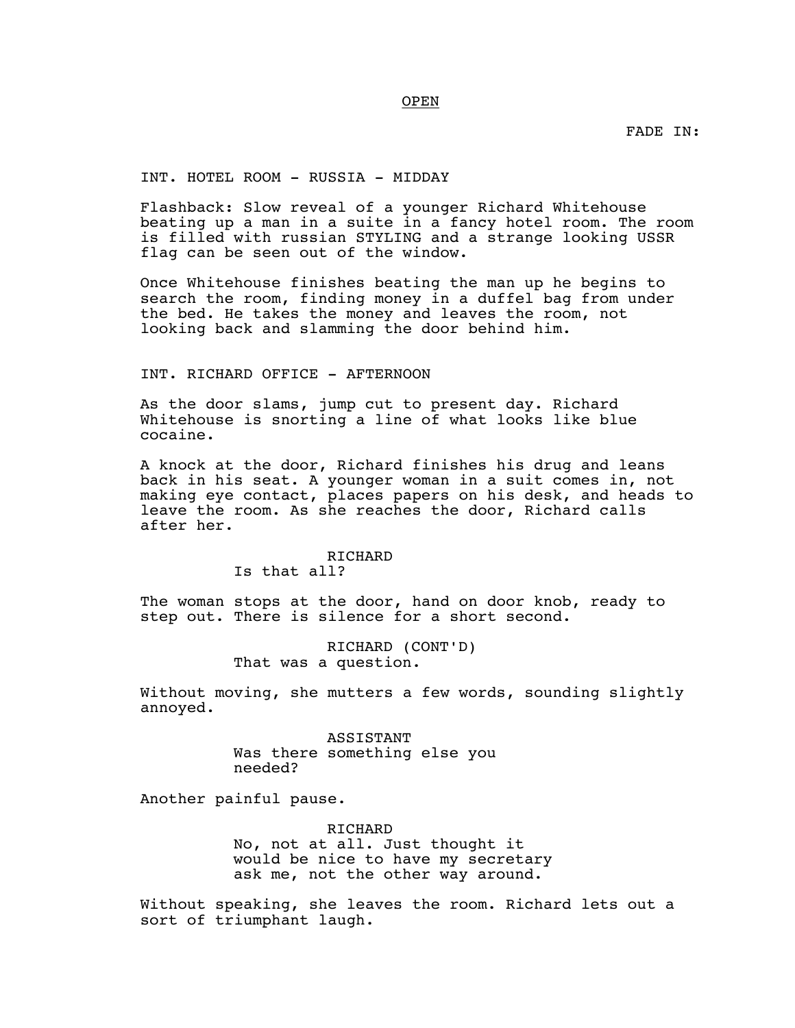OPEN

FADE IN:

INT. HOTEL ROOM - RUSSIA - MIDDAY

Flashback: Slow reveal of a younger Richard Whitehouse beating up a man in a suite in a fancy hotel room. The room is filled with russian STYLING and a strange looking USSR flag can be seen out of the window.

Once Whitehouse finishes beating the man up he begins to search the room, finding money in a duffel bag from under the bed. He takes the money and leaves the room, not looking back and slamming the door behind him.

INT. RICHARD OFFICE - AFTERNOON

As the door slams, jump cut to present day. Richard Whitehouse is snorting a line of what looks like blue cocaine.

A knock at the door, Richard finishes his drug and leans back in his seat. A younger woman in a suit comes in, not making eye contact, places papers on his desk, and heads to leave the room. As she reaches the door, Richard calls after her.

RICHARD
Is that all?

The woman stops at the door, hand on door knob, ready to step out. There is silence for a short second.

RICHARD (CONT'D)
That was a question.

Without moving, she mutters a few words, sounding slightly annoyed.

ASSISTANT
Was there something else you needed?

Another painful pause.

RICHARD
No, not at all. Just thought it would be nice to have my secretary ask me, not the other way around.

Without speaking, she leaves the room. Richard lets out a sort of triumphant laugh.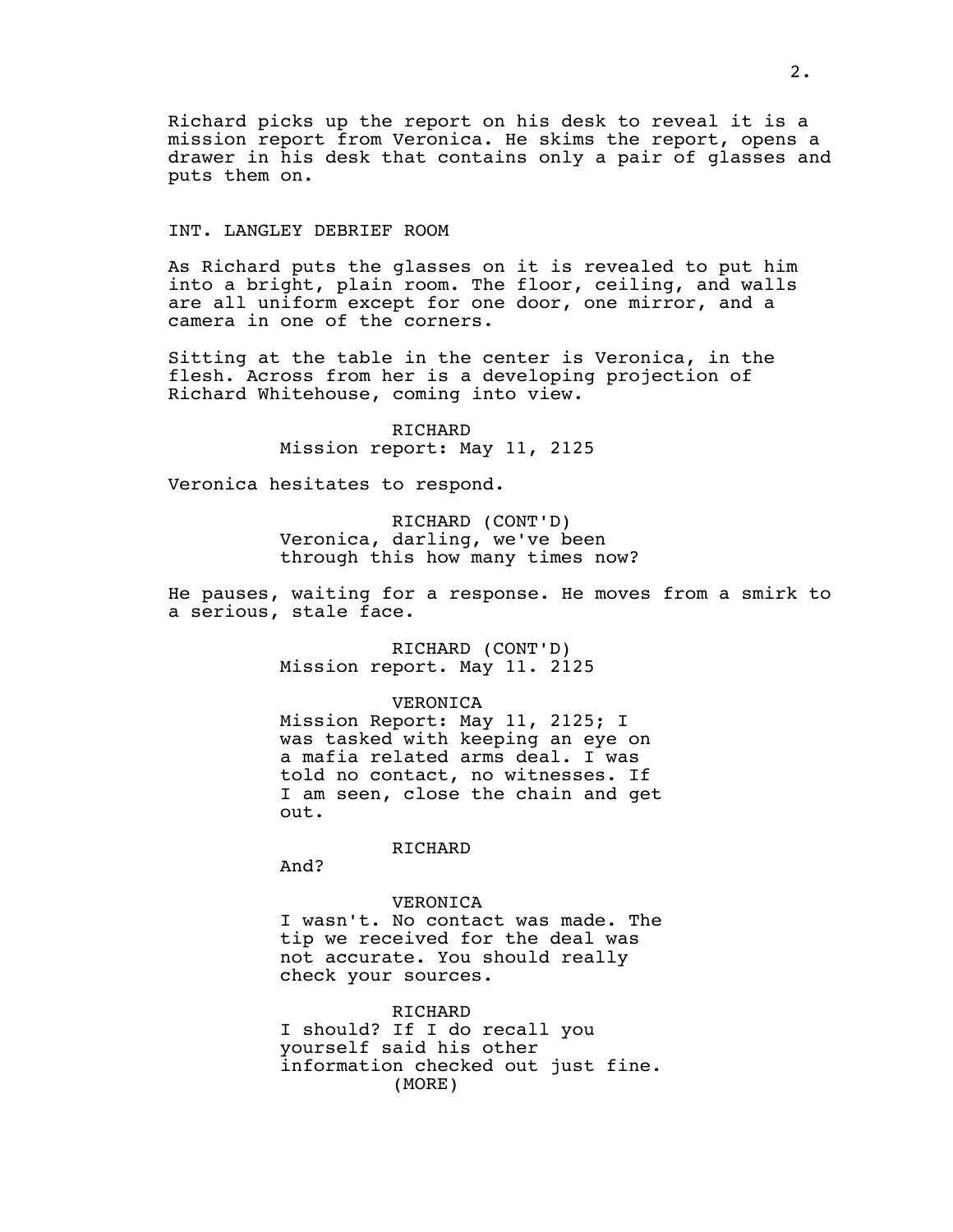Richard picks up the report on his desk to reveal it is a mission report from Veronica. He skims the report, opens a drawer in his desk that contains only a pair of glasses and puts them on.

INT. LANGLEY DEBRIEF ROOM

As Richard puts the glasses on it is revealed to put him into a bright, plain room. The floor, ceiling, and walls are all uniform except for one door, one mirror, and a camera in one of the corners.

Sitting at the table in the center is Veronica, in the flesh. Across from her is a developing projection of Richard Whitehouse, coming into view.

RICHARD
Mission report: May 11, 2125

Veronica hesitates to respond.

RICHARD (CONT'D)
Veronica, darling, we've been through this how many times now?

He pauses, waiting for a response. He moves from a smirk to a serious, stale face.

RICHARD (CONT'D)
Mission report. May 11. 2125

VERONICA
Mission Report: May 11, 2125; I was tasked with keeping an eye on a mafia related arms deal. I was told no contact, no witnesses. If I am seen, close the chain and get out.

RICHARD
And?

VERONICA
I wasn't. No contact was made. The tip we received for the deal was not accurate. You should really check your sources.

RICHARD
I should? If I do recall you yourself said his other information checked out just fine.
(MORE)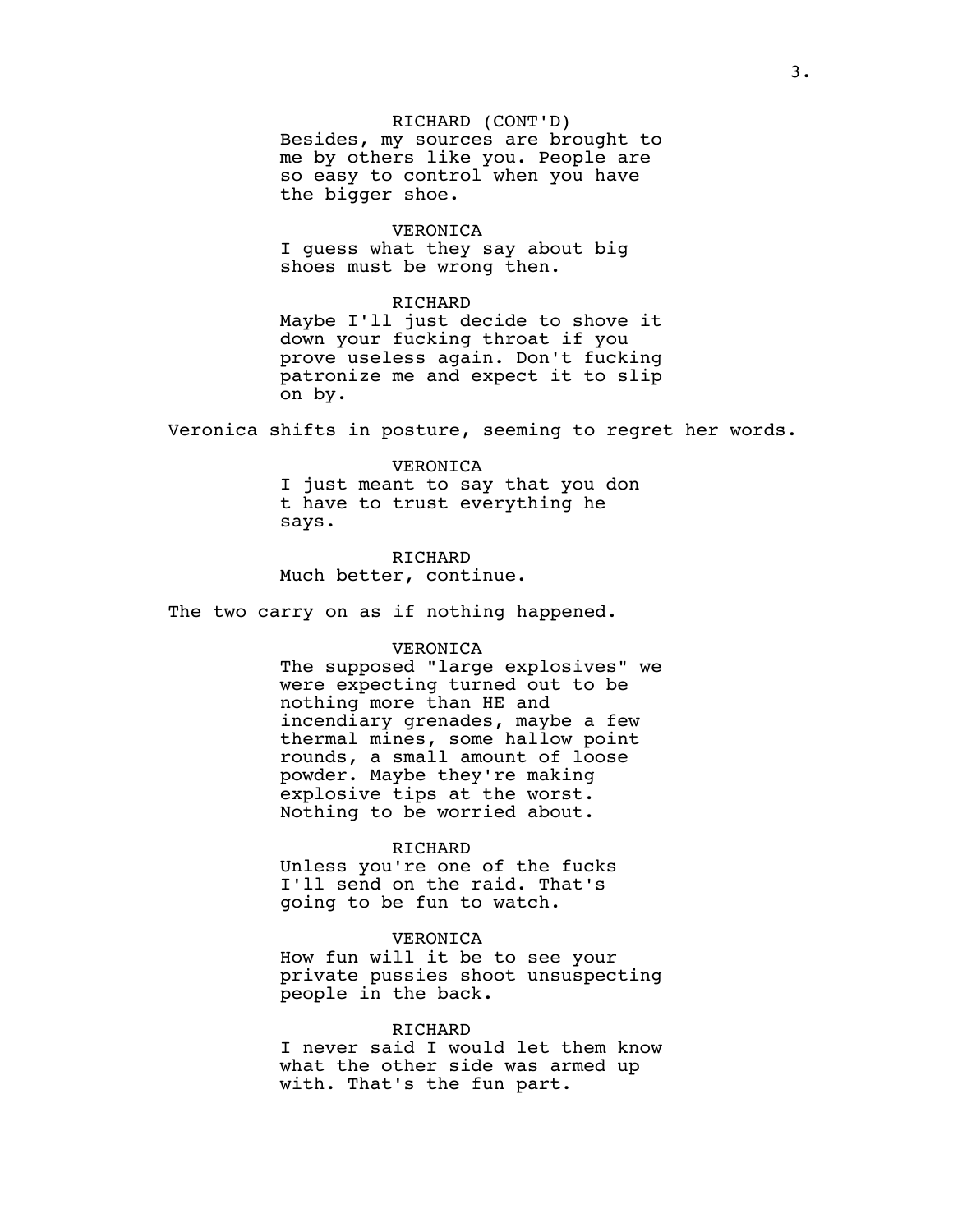RICHARD (CONT'D)
Besides, my sources are brought to me by others like you. People are so easy to control when you have the bigger shoe.

VERONICA
I guess what they say about big shoes must be wrong then.

RICHARD
Maybe I'll just decide to shove it down your fucking throat if you prove useless again. Don't fucking patronize me and expect it to slip on by.

Veronica shifts in posture, seeming to regret her words.

VERONICA
I just meant to say that you don t have to trust everything he says.

RICHARD
Much better, continue.

The two carry on as if nothing happened.

VERONICA
The supposed "large explosives" we were expecting turned out to be nothing more than HE and incendiary grenades, maybe a few thermal mines, some hallow point rounds, a small amount of loose powder. Maybe they're making explosive tips at the worst. Nothing to be worried about.

RICHARD
Unless you're one of the fucks I'll send on the raid. That's going to be fun to watch.

VERONICA
How fun will it be to see your private pussies shoot unsuspecting people in the back.

RICHARD
I never said I would let them know what the other side was armed up with. That's the fun part.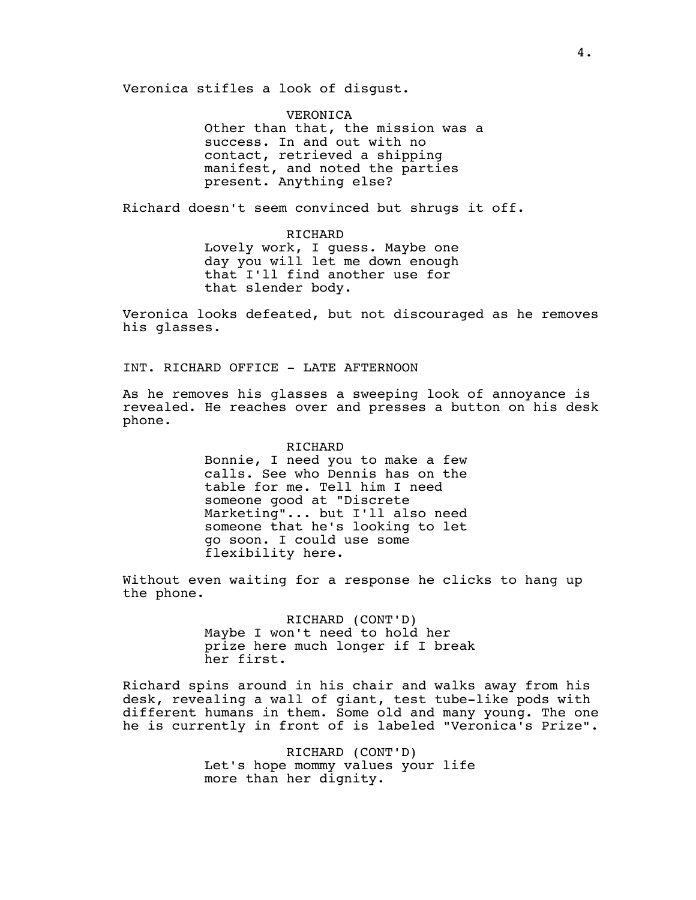Veronica stifles a look of disgust.

VERONICA
Other than that, the mission was a success. In and out with no contact, retrieved a shipping manifest, and noted the parties present. Anything else?

Richard doesn't seem convinced but shrugs it off.

RICHARD
Lovely work, I guess. Maybe one day you will let me down enough that I'll find another use for that slender body.

Veronica looks defeated, but not discouraged as he removes his glasses.

INT. RICHARD OFFICE - LATE AFTERNOON

As he removes his glasses a sweeping look of annoyance is revealed. He reaches over and presses a button on his desk phone.

RICHARD
Bonnie, I need you to make a few calls. See who Dennis has on the table for me. Tell him I need someone good at "Discrete Marketing"... but I'll also need someone that he's looking to let go soon. I could use some flexibility here.

Without even waiting for a response he clicks to hang up the phone.

RICHARD (CONT'D)
Maybe I won't need to hold her prize here much longer if I break her first.

Richard spins around in his chair and walks away from his desk, revealing a wall of giant, test tube-like pods with different humans in them. Some old and many young. The one he is currently in front of is labeled "Veronica's Prize".

RICHARD (CONT'D)
Let's hope mommy values your life more than her dignity.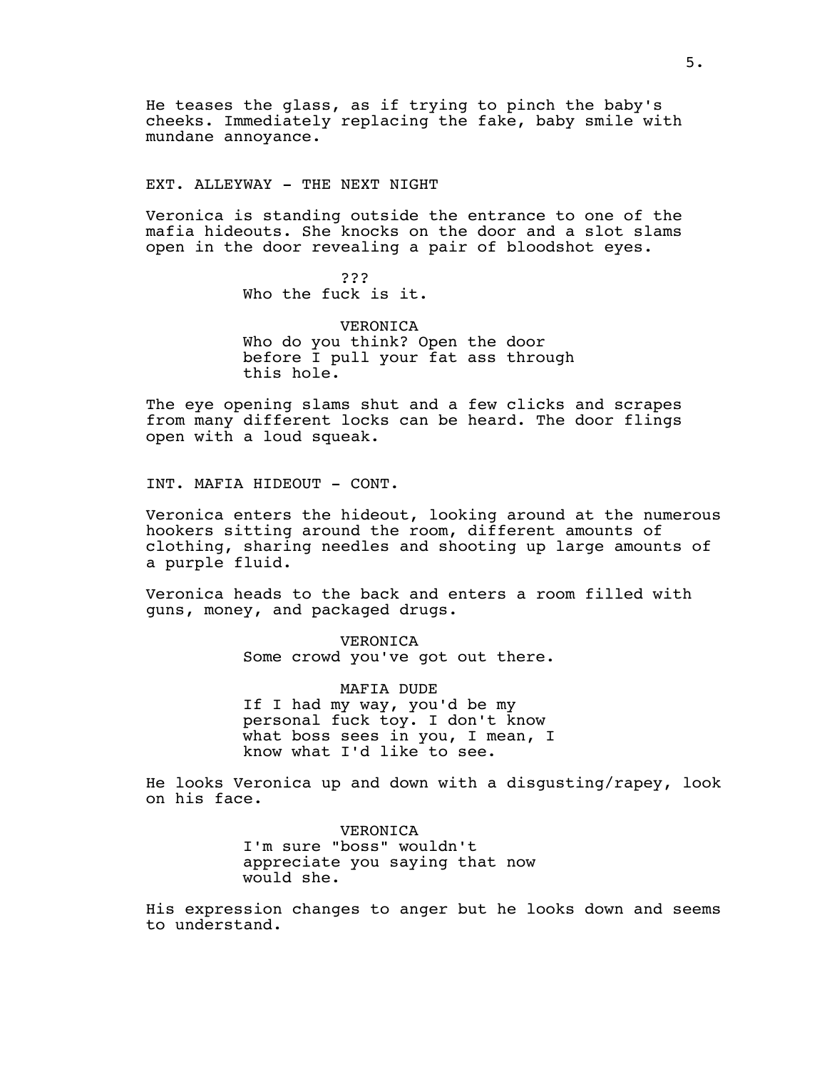He teases the glass, as if trying to pinch the baby's cheeks. Immediately replacing the fake, baby smile with mundane annoyance.

EXT. ALLEYWAY - THE NEXT NIGHT

Veronica is standing outside the entrance to one of the mafia hideouts. She knocks on the door and a slot slams open in the door revealing a pair of bloodshot eyes.

???
Who the fuck is it.

VERONICA
Who do you think? Open the door before I pull your fat ass through this hole.

The eye opening slams shut and a few clicks and scrapes from many different locks can be heard. The door flings open with a loud squeak.

INT. MAFIA HIDEOUT - CONT.

Veronica enters the hideout, looking around at the numerous hookers sitting around the room, different amounts of clothing, sharing needles and shooting up large amounts of a purple fluid.

Veronica heads to the back and enters a room filled with guns, money, and packaged drugs.

VERONICA
Some crowd you've got out there.

MAFIA DUDE
If I had my way, you'd be my personal fuck toy. I don't know what boss sees in you, I mean, I know what I'd like to see.

He looks Veronica up and down with a disgusting/rapey, look on his face.

VERONICA
I'm sure "boss" wouldn't appreciate you saying that now would she.

His expression changes to anger but he looks down and seems to understand.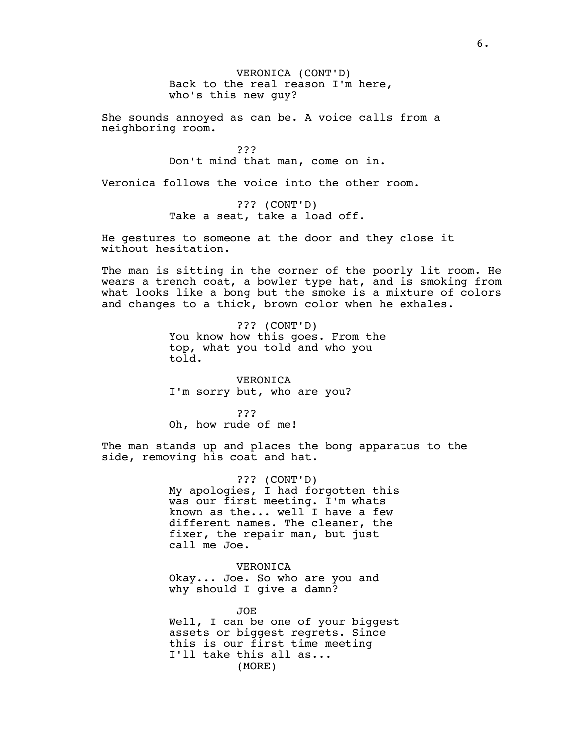VERONICA (CONT'D)
Back to the real reason I'm here, who's this new guy?

She sounds annoyed as can be. A voice calls from a neighboring room.

???
Don't mind that man, come on in.

Veronica follows the voice into the other room.

??? (CONT'D)
Take a seat, take a load off.

He gestures to someone at the door and they close it without hesitation.

The man is sitting in the corner of the poorly lit room. He wears a trench coat, a bowler type hat, and is smoking from what looks like a bong but the smoke is a mixture of colors and changes to a thick, brown color when he exhales.

??? (CONT'D)
You know how this goes. From the top, what you told and who you told.

VERONICA
I'm sorry but, who are you?

???
Oh, how rude of me!

The man stands up and places the bong apparatus to the side, removing his coat and hat.

??? (CONT'D)
My apologies, I had forgotten this was our first meeting. I'm whats known as the... well I have a few different names. The cleaner, the fixer, the repair man, but just call me Joe.

VERONICA
Okay... Joe. So who are you and why should I give a damn?

JOE
Well, I can be one of your biggest assets or biggest regrets. Since this is our first time meeting I'll take this all as...
(MORE)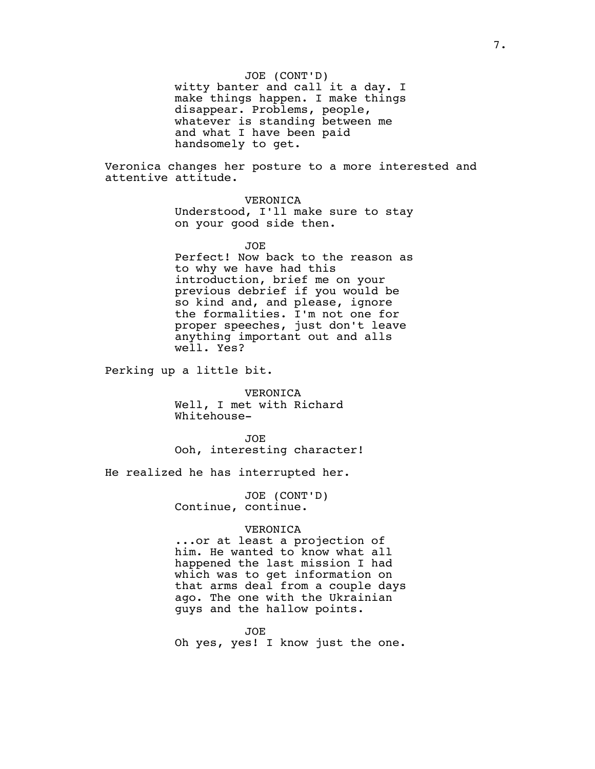JOE (CONT'D)
witty banter and call it a day. I make things happen. I make things disappear. Problems, people, whatever is standing between me and what I have been paid handsomely to get.

Veronica changes her posture to a more interested and attentive attitude.

VERONICA
Understood, I'll make sure to stay on your good side then.

JOE
Perfect! Now back to the reason as to why we have had this introduction, brief me on your previous debrief if you would be so kind and, and please, ignore the formalities. I'm not one for proper speeches, just don't leave anything important out and alls well. Yes?

Perking up a little bit.

VERONICA
Well, I met with Richard Whitehouse-

JOE
Ooh, interesting character!

He realized he has interrupted her.

JOE (CONT'D)
Continue, continue.

VERONICA
...or at least a projection of him. He wanted to know what all happened the last mission I had which was to get information on that arms deal from a couple days ago. The one with the Ukrainian guys and the hallow points.

JOE
Oh yes, yes! I know just the one.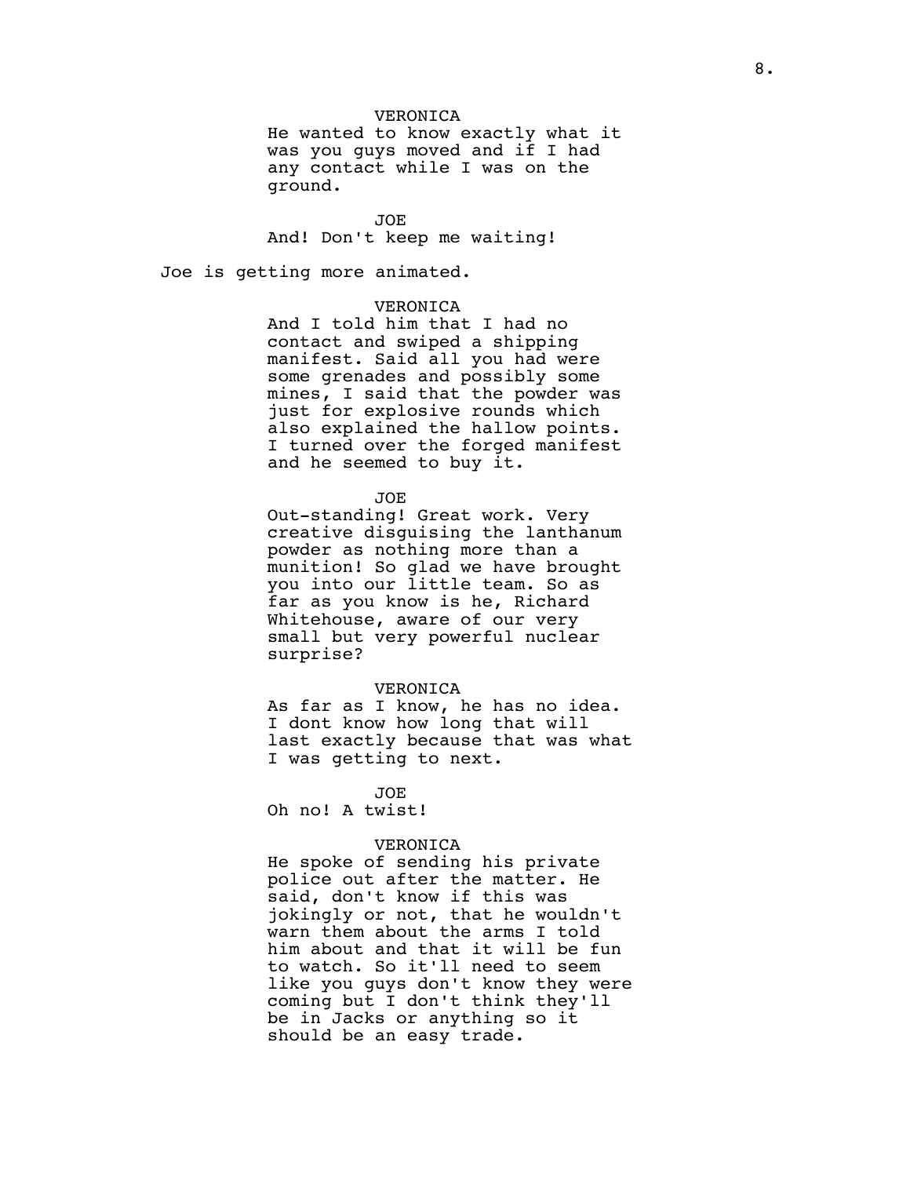VERONICA

He wanted to know exactly what it was you guys moved and if I had any contact while I was on the ground.

JOE

And! Don't keep me waiting!

Joe is getting more animated.

VERONICA

And I told him that I had no contact and swiped a shipping manifest. Said all you had were some grenades and possibly some mines, I said that the powder was just for explosive rounds which also explained the hallow points. I turned over the forged manifest and he seemed to buy it.

JOE

Out-standing! Great work. Very creative disguising the lanthanum powder as nothing more than a munition! So glad we have brought you into our little team. So as far as you know is he, Richard Whitehouse, aware of our very small but very powerful nuclear surprise?

VERONICA

As far as I know, he has no idea. I dont know how long that will last exactly because that was what I was getting to next.

JOE

Oh no! A twist!

VERONICA

He spoke of sending his private police out after the matter. He said, don't know if this was jokingly or not, that he wouldn't warn them about the arms I told him about and that it will be fun to watch. So it'll need to seem like you guys don't know they were coming but I don't think they'll be in Jacks or anything so it should be an easy trade.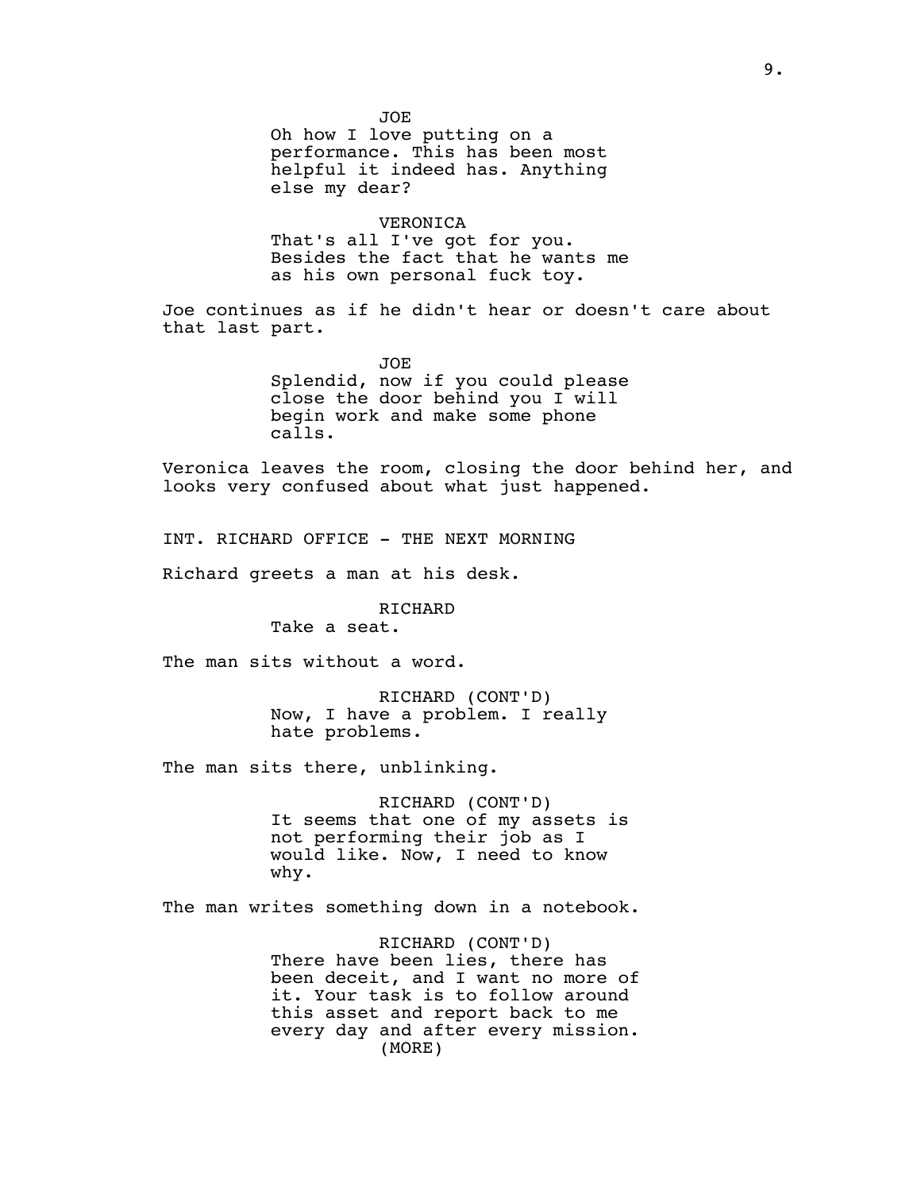JOE
Oh how I love putting on a performance. This has been most helpful it indeed has. Anything else my dear?

VERONICA
That's all I've got for you. Besides the fact that he wants me as his own personal fuck toy.

Joe continues as if he didn't hear or doesn't care about that last part.

JOE
Splendid, now if you could please close the door behind you I will begin work and make some phone calls.

Veronica leaves the room, closing the door behind her, and looks very confused about what just happened.

INT. RICHARD OFFICE - THE NEXT MORNING

Richard greets a man at his desk.

RICHARD
Take a seat.

The man sits without a word.

RICHARD (CONT'D)
Now, I have a problem. I really hate problems.

The man sits there, unblinking.

RICHARD (CONT'D)
It seems that one of my assets is not performing their job as I would like. Now, I need to know why.

The man writes something down in a notebook.

RICHARD (CONT'D)
There have been lies, there has been deceit, and I want no more of it. Your task is to follow around this asset and report back to me every day and after every mission.
(MORE)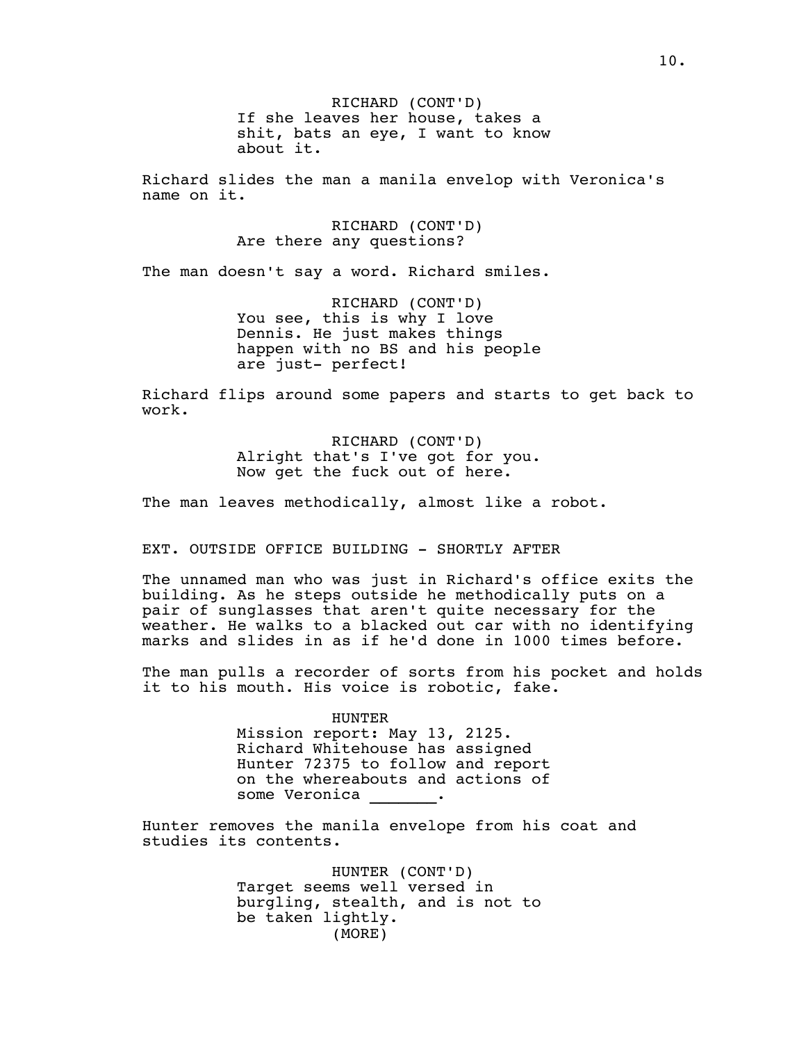RICHARD (CONT'D)
If she leaves her house, takes a shit, bats an eye, I want to know about it.

Richard slides the man a manila envelop with Veronica's name on it.

RICHARD (CONT'D)
Are there any questions?

The man doesn't say a word. Richard smiles.

RICHARD (CONT'D)
You see, this is why I love Dennis. He just makes things happen with no BS and his people are just- perfect!

Richard flips around some papers and starts to get back to work.

RICHARD (CONT'D)
Alright that's I've got for you. Now get the fuck out of here.

The man leaves methodically, almost like a robot.

EXT. OUTSIDE OFFICE BUILDING - SHORTLY AFTER

The unnamed man who was just in Richard's office exits the building. As he steps outside he methodically puts on a pair of sunglasses that aren't quite necessary for the weather. He walks to a blacked out car with no identifying marks and slides in as if he'd done in 1000 times before.

The man pulls a recorder of sorts from his pocket and holds it to his mouth. His voice is robotic, fake.

HUNTER
Mission report: May 13, 2125. Richard Whitehouse has assigned Hunter 72375 to follow and report on the whereabouts and actions of some Veronica _______.

Hunter removes the manila envelope from his coat and studies its contents.

HUNTER (CONT'D)
Target seems well versed in burgling, stealth, and is not to be taken lightly.
(MORE)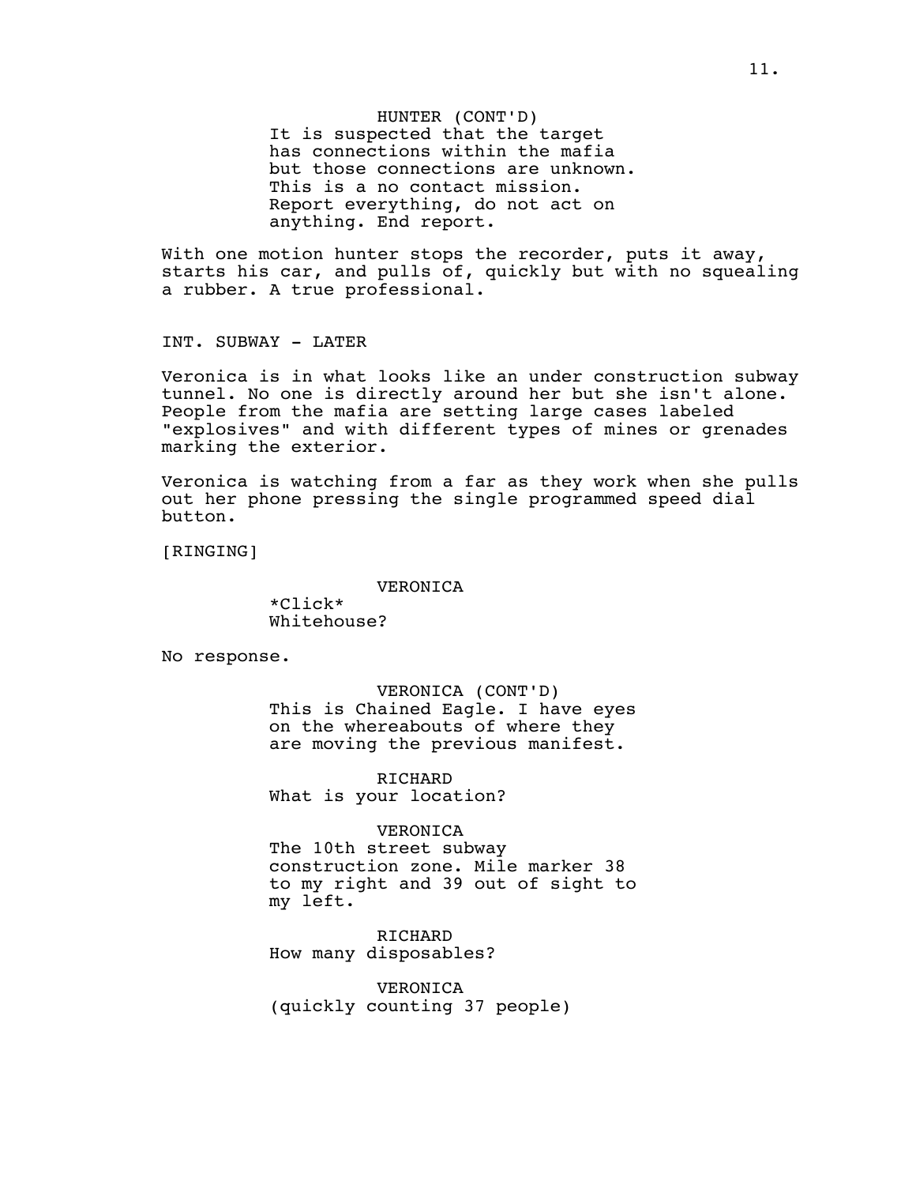HUNTER (CONT'D)
It is suspected that the target has connections within the mafia but those connections are unknown. This is a no contact mission. Report everything, do not act on anything. End report.

With one motion hunter stops the recorder, puts it away, starts his car, and pulls of, quickly but with no squealing a rubber. A true professional.

INT. SUBWAY - LATER

Veronica is in what looks like an under construction subway tunnel. No one is directly around her but she isn't alone. People from the mafia are setting large cases labeled "explosives" and with different types of mines or grenades marking the exterior.

Veronica is watching from a far as they work when she pulls out her phone pressing the single programmed speed dial button.

[RINGING]

VERONICA
*Click*
Whitehouse?

No response.

VERONICA (CONT'D)
This is Chained Eagle. I have eyes on the whereabouts of where they are moving the previous manifest.

RICHARD
What is your location?

VERONICA
The 10th street subway construction zone. Mile marker 38 to my right and 39 out of sight to my left.

RICHARD
How many disposables?

VERONICA
(quickly counting 37 people)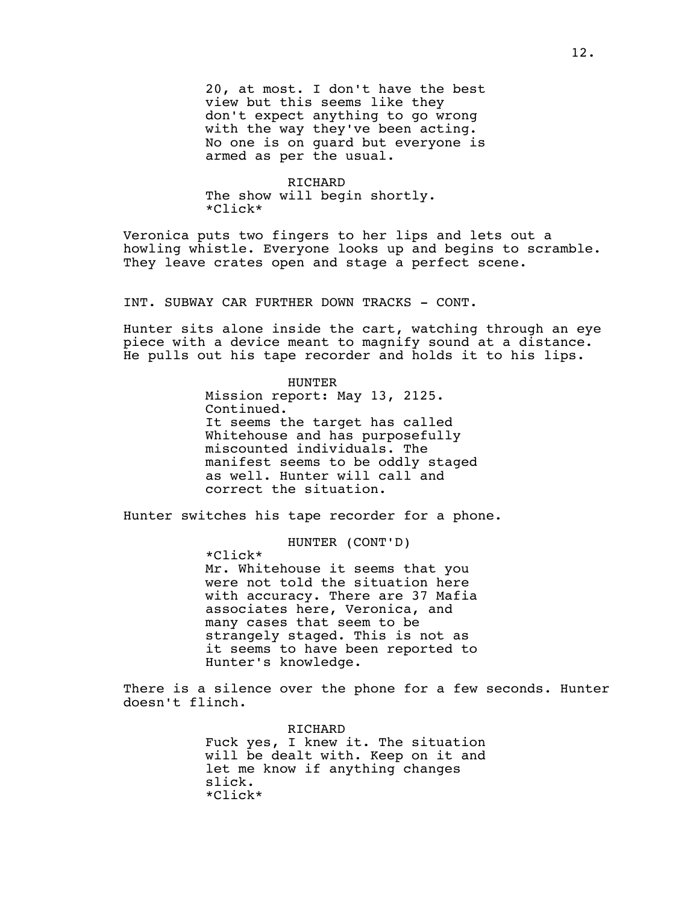20, at most. I don't have the best view but this seems like they don't expect anything to go wrong with the way they've been acting. No one is on guard but everyone is armed as per the usual.

RICHARD
The show will begin shortly.
*Click*

Veronica puts two fingers to her lips and lets out a howling whistle. Everyone looks up and begins to scramble. They leave crates open and stage a perfect scene.

INT. SUBWAY CAR FURTHER DOWN TRACKS - CONT.

Hunter sits alone inside the cart, watching through an eye piece with a device meant to magnify sound at a distance. He pulls out his tape recorder and holds it to his lips.

HUNTER
Mission report: May 13, 2125. Continued.
It seems the target has called Whitehouse and has purposefully miscounted individuals. The manifest seems to be oddly staged as well. Hunter will call and correct the situation.

Hunter switches his tape recorder for a phone.

HUNTER (CONT'D)
*Click*
Mr. Whitehouse it seems that you were not told the situation here with accuracy. There are 37 Mafia associates here, Veronica, and many cases that seem to be strangely staged. This is not as it seems to have been reported to Hunter's knowledge.

There is a silence over the phone for a few seconds. Hunter doesn't flinch.

RICHARD
Fuck yes, I knew it. The situation will be dealt with. Keep on it and let me know if anything changes slick.
*Click*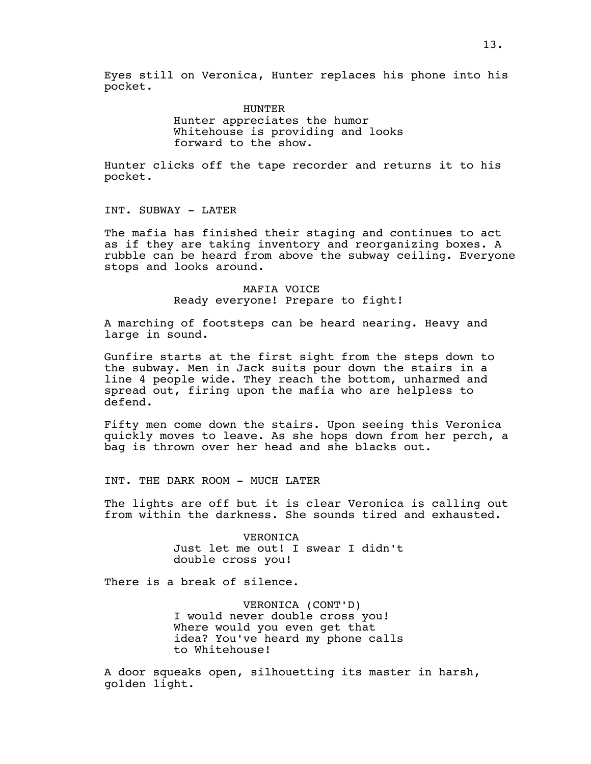Eyes still on Veronica, Hunter replaces his phone into his pocket.

HUNTER
Hunter appreciates the humor Whitehouse is providing and looks forward to the show.

Hunter clicks off the tape recorder and returns it to his pocket.

INT. SUBWAY - LATER

The mafia has finished their staging and continues to act as if they are taking inventory and reorganizing boxes. A rubble can be heard from above the subway ceiling. Everyone stops and looks around.

MAFIA VOICE
Ready everyone! Prepare to fight!

A marching of footsteps can be heard nearing. Heavy and large in sound.

Gunfire starts at the first sight from the steps down to the subway. Men in Jack suits pour down the stairs in a line 4 people wide. They reach the bottom, unharmed and spread out, firing upon the mafia who are helpless to defend.

Fifty men come down the stairs. Upon seeing this Veronica quickly moves to leave. As she hops down from her perch, a bag is thrown over her head and she blacks out.

INT. THE DARK ROOM - MUCH LATER

The lights are off but it is clear Veronica is calling out from within the darkness. She sounds tired and exhausted.

VERONICA
Just let me out! I swear I didn't double cross you!

There is a break of silence.

VERONICA (CONT'D)
I would never double cross you! Where would you even get that idea? You've heard my phone calls to Whitehouse!

A door squeaks open, silhouetting its master in harsh, golden light.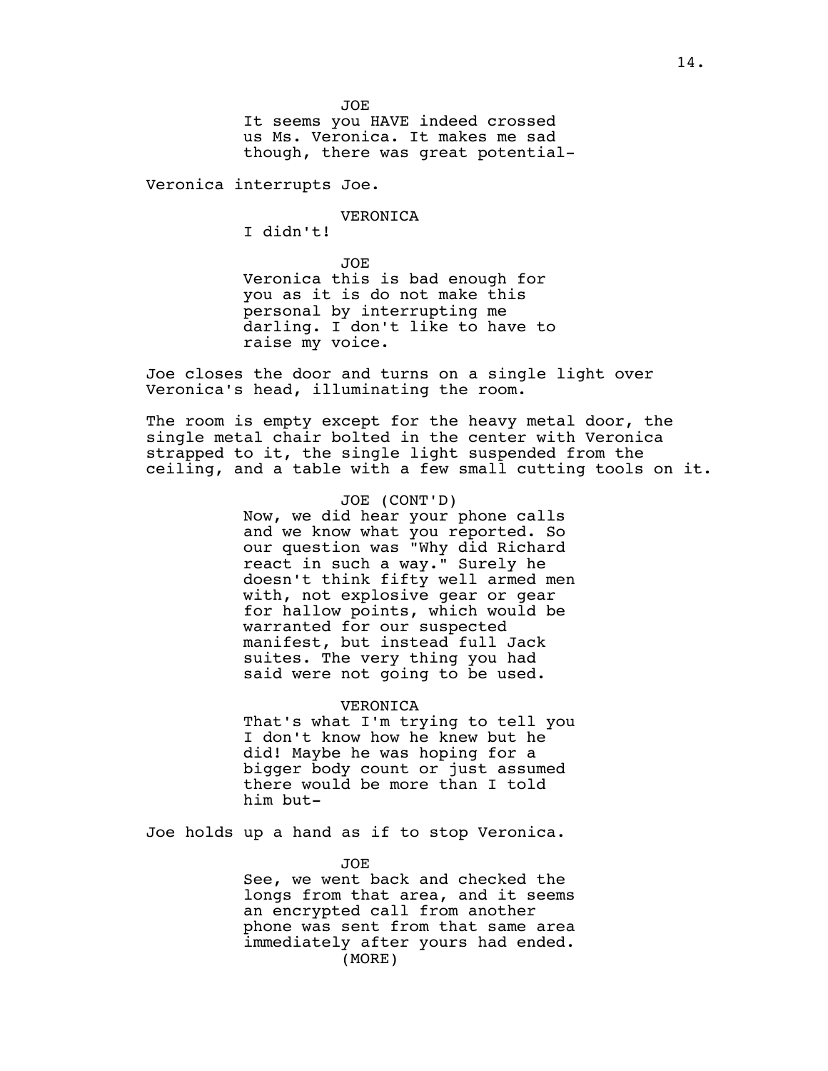JOE

It seems you HAVE indeed crossed us Ms. Veronica. It makes me sad though, there was great potential-

Veronica interrupts Joe.

VERONICA

I didn't!

JOE

Veronica this is bad enough for you as it is do not make this personal by interrupting me darling. I don't like to have to raise my voice.

Joe closes the door and turns on a single light over Veronica's head, illuminating the room.

The room is empty except for the heavy metal door, the single metal chair bolted in the center with Veronica strapped to it, the single light suspended from the ceiling, and a table with a few small cutting tools on it.

JOE (CONT'D)

Now, we did hear your phone calls and we know what you reported. So our question was "Why did Richard react in such a way." Surely he doesn't think fifty well armed men with, not explosive gear or gear for hallow points, which would be warranted for our suspected manifest, but instead full Jack suites. The very thing you had said were not going to be used.

VERONICA

That's what I'm trying to tell you I don't know how he knew but he did! Maybe he was hoping for a bigger body count or just assumed there would be more than I told him but-

Joe holds up a hand as if to stop Veronica.

JOE

See, we went back and checked the longs from that area, and it seems an encrypted call from another phone was sent from that same area immediately after yours had ended.

(MORE)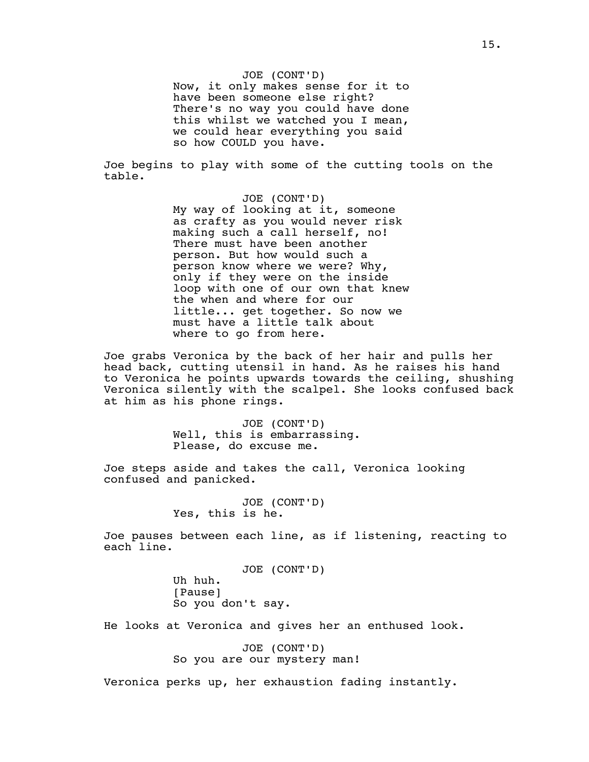JOE (CONT'D)
Now, it only makes sense for it to have been someone else right? There's no way you could have done this whilst we watched you I mean, we could hear everything you said so how COULD you have.

Joe begins to play with some of the cutting tools on the table.

JOE (CONT'D)
My way of looking at it, someone as crafty as you would never risk making such a call herself, no! There must have been another person. But how would such a person know where we were? Why, only if they were on the inside loop with one of our own that knew the when and where for our little... get together. So now we must have a little talk about where to go from here.

Joe grabs Veronica by the back of her hair and pulls her head back, cutting utensil in hand. As he raises his hand to Veronica he points upwards towards the ceiling, shushing Veronica silently with the scalpel. She looks confused back at him as his phone rings.

JOE (CONT'D)
Well, this is embarrassing. Please, do excuse me.

Joe steps aside and takes the call, Veronica looking confused and panicked.

JOE (CONT'D)
Yes, this is he.

Joe pauses between each line, as if listening, reacting to each line.

JOE (CONT'D)
Uh huh.
[Pause]
So you don't say.

He looks at Veronica and gives her an enthused look.

JOE (CONT'D)
So you are our mystery man!

Veronica perks up, her exhaustion fading instantly.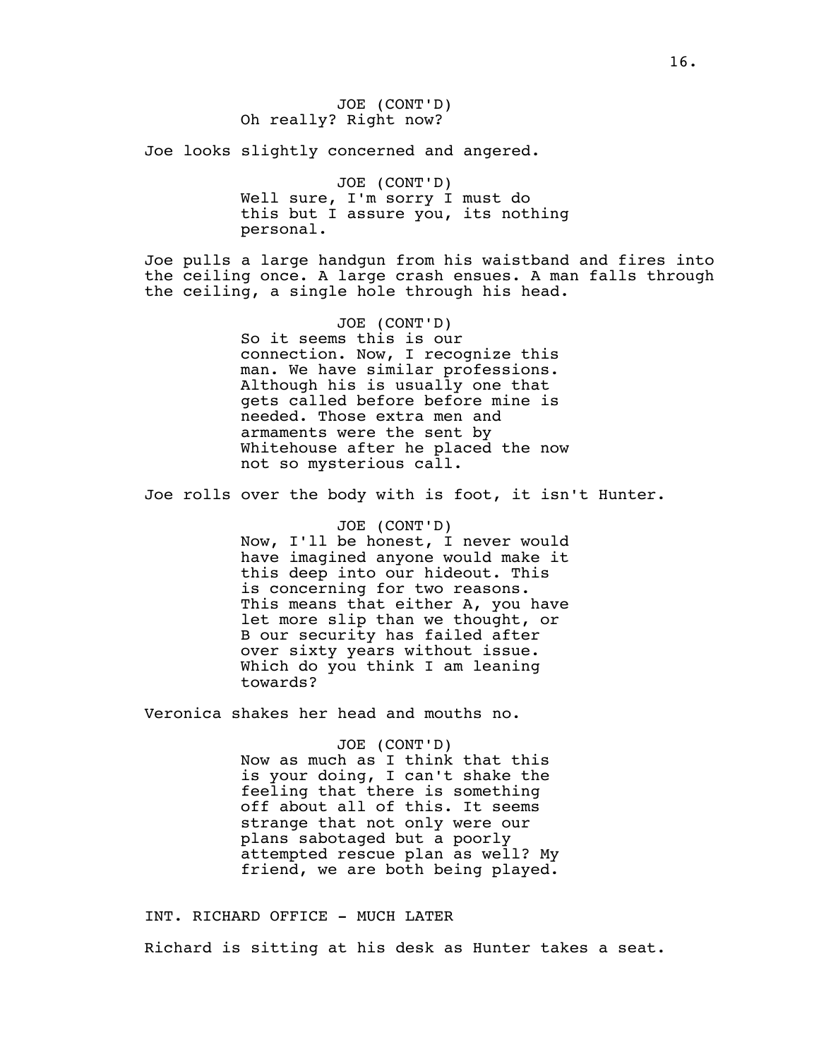JOE (CONT'D)
Oh really? Right now?

Joe looks slightly concerned and angered.

JOE (CONT'D)
Well sure, I'm sorry I must do this but I assure you, its nothing personal.

Joe pulls a large handgun from his waistband and fires into the ceiling once. A large crash ensues. A man falls through the ceiling, a single hole through his head.

JOE (CONT'D)
So it seems this is our connection. Now, I recognize this man. We have similar professions. Although his is usually one that gets called before before mine is needed. Those extra men and armaments were the sent by Whitehouse after he placed the now not so mysterious call.

Joe rolls over the body with is foot, it isn't Hunter.

JOE (CONT'D)
Now, I'll be honest, I never would have imagined anyone would make it this deep into our hideout. This is concerning for two reasons. This means that either A, you have let more slip than we thought, or B our security has failed after over sixty years without issue. Which do you think I am leaning towards?

Veronica shakes her head and mouths no.

JOE (CONT'D)
Now as much as I think that this is your doing, I can't shake the feeling that there is something off about all of this. It seems strange that not only were our plans sabotaged but a poorly attempted rescue plan as well? My friend, we are both being played.

INT. RICHARD OFFICE - MUCH LATER

Richard is sitting at his desk as Hunter takes a seat.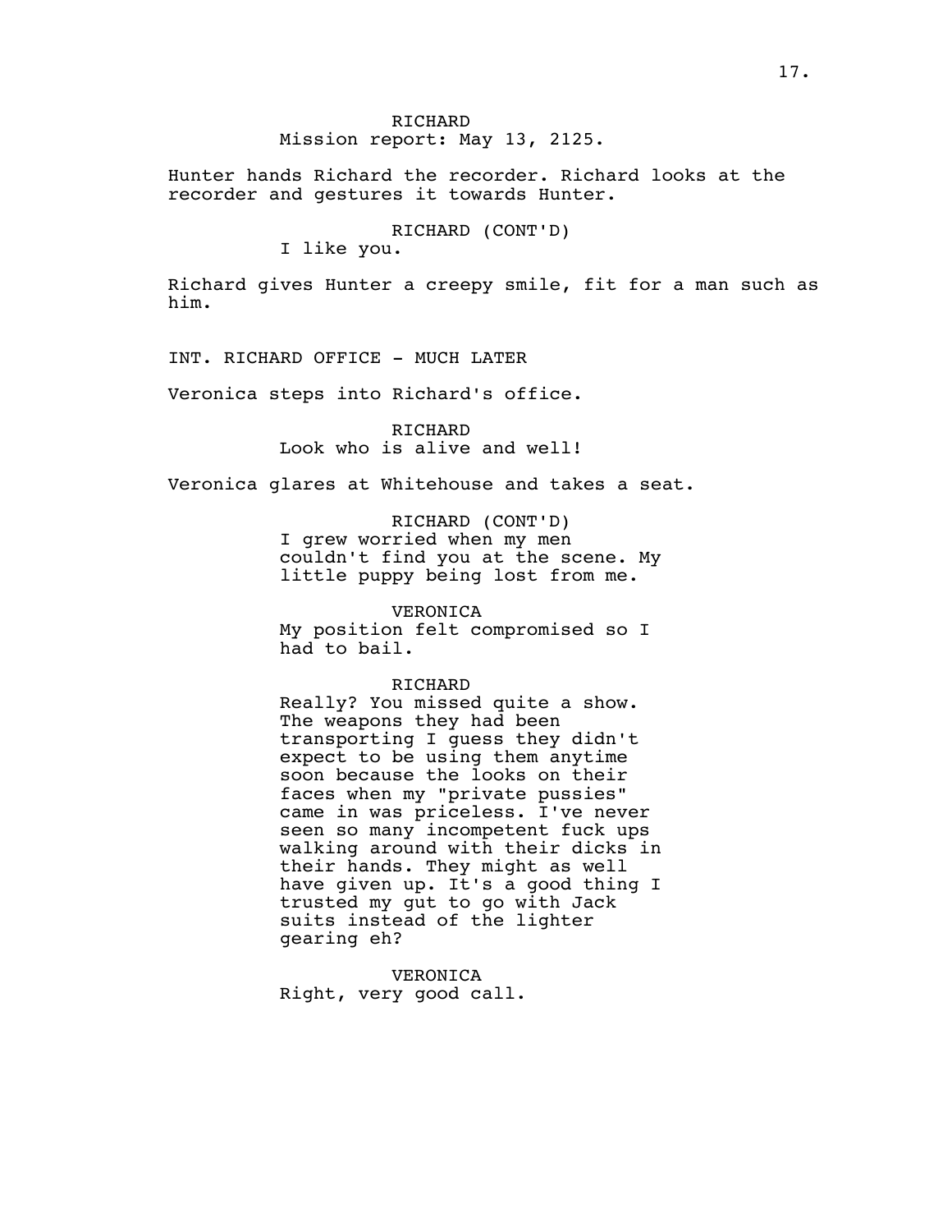RICHARD
Mission report: May 13, 2125.

Hunter hands Richard the recorder. Richard looks at the recorder and gestures it towards Hunter.

RICHARD (CONT'D)
I like you.

Richard gives Hunter a creepy smile, fit for a man such as him.

INT. RICHARD OFFICE - MUCH LATER

Veronica steps into Richard's office.

RICHARD
Look who is alive and well!

Veronica glares at Whitehouse and takes a seat.

RICHARD (CONT'D)
I grew worried when my men couldn't find you at the scene. My little puppy being lost from me.

VERONICA
My position felt compromised so I had to bail.

RICHARD
Really? You missed quite a show. The weapons they had been transporting I guess they didn't expect to be using them anytime soon because the looks on their faces when my "private pussies" came in was priceless. I've never seen so many incompetent fuck ups walking around with their dicks in their hands. They might as well have given up. It's a good thing I trusted my gut to go with Jack suits instead of the lighter gearing eh?

VERONICA
Right, very good call.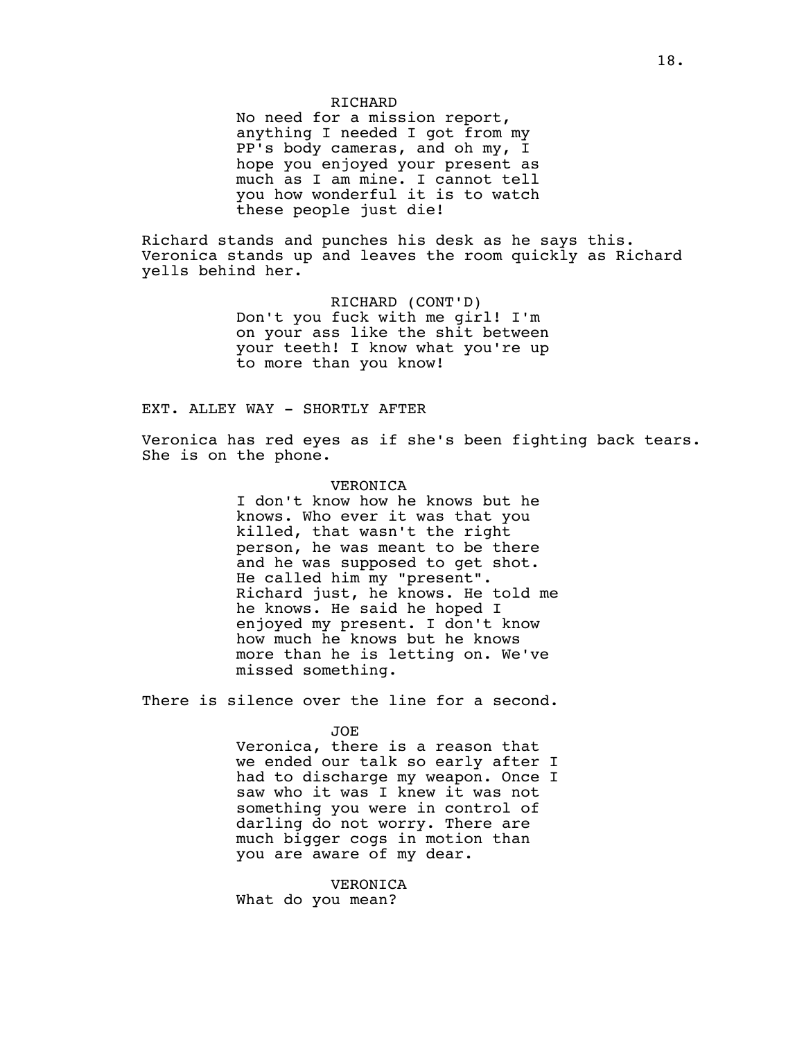RICHARD

No need for a mission report, anything I needed I got from my PP's body cameras, and oh my, I hope you enjoyed your present as much as I am mine. I cannot tell you how wonderful it is to watch these people just die!

Richard stands and punches his desk as he says this. Veronica stands up and leaves the room quickly as Richard yells behind her.

RICHARD (CONT'D)

Don't you fuck with me girl! I'm on your ass like the shit between your teeth! I know what you're up to more than you know!

EXT. ALLEY WAY - SHORTLY AFTER

Veronica has red eyes as if she's been fighting back tears. She is on the phone.

VERONICA

I don't know how he knows but he knows. Who ever it was that you killed, that wasn't the right person, he was meant to be there and he was supposed to get shot. He called him my "present". Richard just, he knows. He told me he knows. He said he hoped I enjoyed my present. I don't know how much he knows but he knows more than he is letting on. We've missed something.

There is silence over the line for a second.

JOE

Veronica, there is a reason that we ended our talk so early after I had to discharge my weapon. Once I saw who it was I knew it was not something you were in control of darling do not worry. There are much bigger cogs in motion than you are aware of my dear.

VERONICA

What do you mean?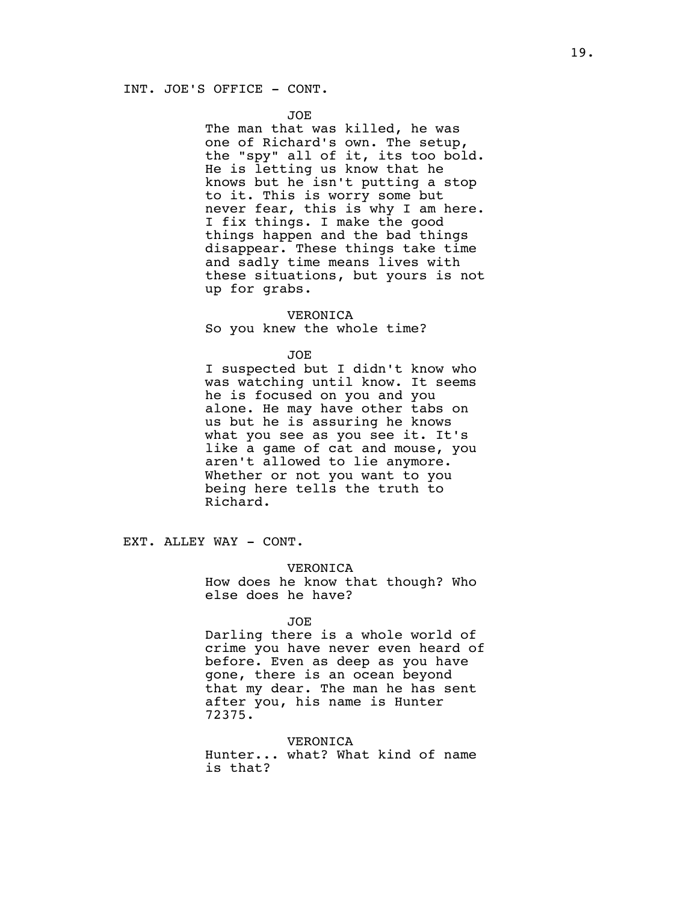INT. JOE'S OFFICE - CONT.

**JOE**

The man that was killed, he was one of Richard's own. The setup, the "spy" all of it, its too bold. He is letting us know that he knows but he isn't putting a stop to it. This is worry some but never fear, this is why I am here. I fix things. I make the good things happen and the bad things disappear. These things take time and sadly time means lives with these situations, but yours is not up for grabs.

**VERONICA**

So you knew the whole time?

**JOE**

I suspected but I didn't know who was watching until know. It seems he is focused on you and you alone. He may have other tabs on us but he is assuring he knows what you see as you see it. It's like a game of cat and mouse, you aren't allowed to lie anymore. Whether or not you want to you being here tells the truth to Richard.

EXT. ALLEY WAY - CONT.

**VERONICA**

How does he know that though? Who else does he have?

**JOE**

Darling there is a whole world of crime you have never even heard of before. Even as deep as you have gone, there is an ocean beyond that my dear. The man he has sent after you, his name is Hunter 72375.

**VERONICA**

Hunter... what? What kind of name is that?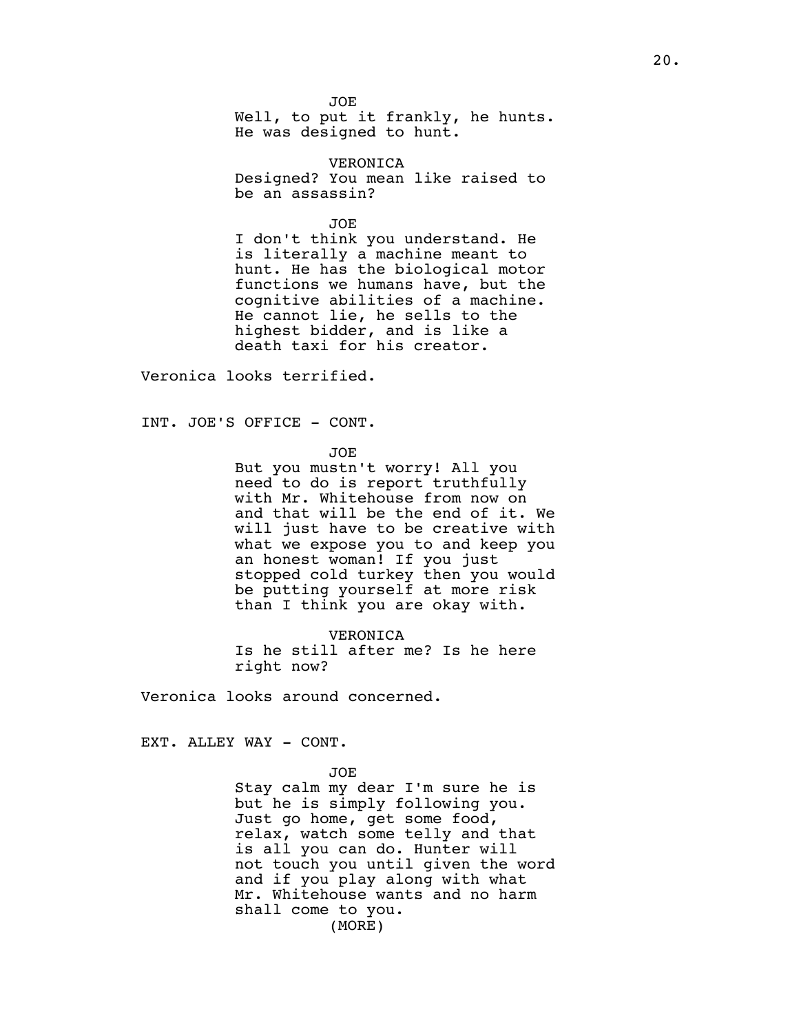JOE

Well, to put it frankly, he hunts. He was designed to hunt.

VERONICA

Designed? You mean like raised to be an assassin?

JOE

I don't think you understand. He is literally a machine meant to hunt. He has the biological motor functions we humans have, but the cognitive abilities of a machine. He cannot lie, he sells to the highest bidder, and is like a death taxi for his creator.

Veronica looks terrified.

INT. JOE'S OFFICE - CONT.

JOE

But you mustn't worry! All you need to do is report truthfully with Mr. Whitehouse from now on and that will be the end of it. We will just have to be creative with what we expose you to and keep you an honest woman! If you just stopped cold turkey then you would be putting yourself at more risk than I think you are okay with.

VERONICA

Is he still after me? Is he here right now?

Veronica looks around concerned.

EXT. ALLEY WAY - CONT.

JOE

Stay calm my dear I'm sure he is but he is simply following you. Just go home, get some food, relax, watch some telly and that is all you can do. Hunter will not touch you until given the word and if you play along with what Mr. Whitehouse wants and no harm shall come to you.

(MORE)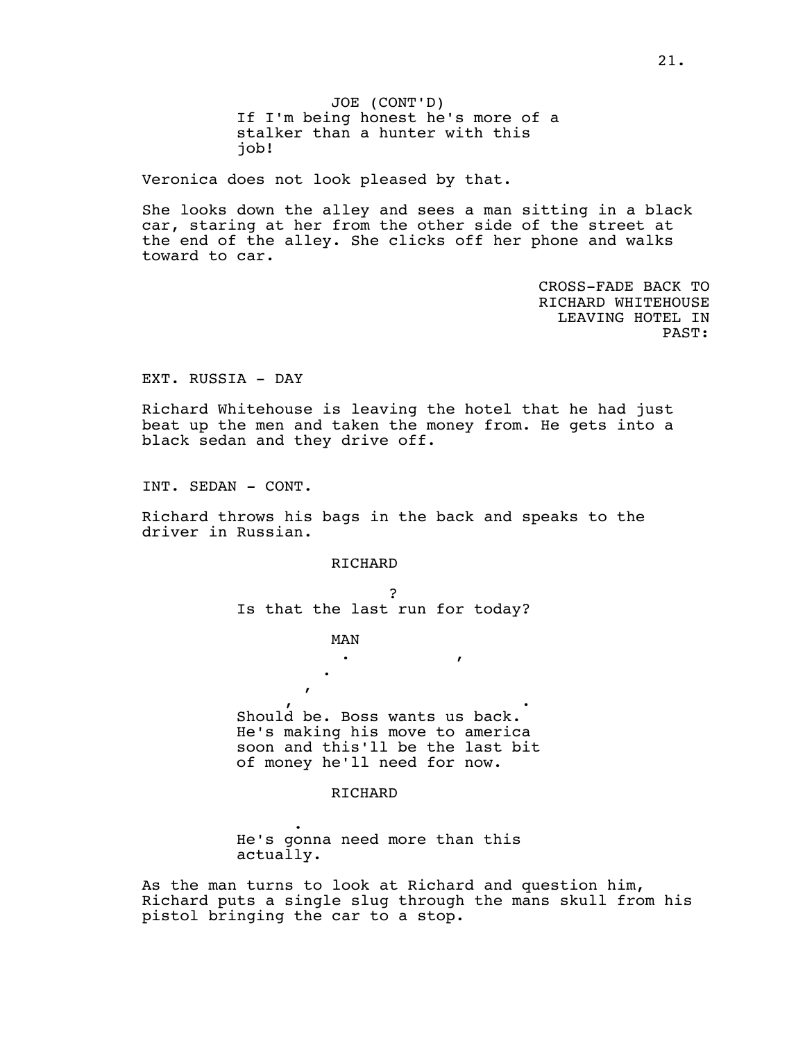JOE (CONT'D)
If I'm being honest he's more of a stalker than a hunter with this job!

Veronica does not look pleased by that.

She looks down the alley and sees a man sitting in a black car, staring at her from the other side of the street at the end of the alley. She clicks off her phone and walks toward to car.

CROSS-FADE BACK TO RICHARD WHITEHOUSE LEAVING HOTEL IN PAST:

EXT. RUSSIA - DAY

Richard Whitehouse is leaving the hotel that he had just beat up the men and taken the money from. He gets into a black sedan and they drive off.

INT. SEDAN - CONT.

Richard throws his bags in the back and speaks to the driver in Russian.

RICHARD

?
Is that the last run for today?

MAN

. ,
.
,
, .
Should be. Boss wants us back. He's making his move to america soon and this'll be the last bit of money he'll need for now.

RICHARD

.
He's gonna need more than this actually.

As the man turns to look at Richard and question him, Richard puts a single slug through the mans skull from his pistol bringing the car to a stop.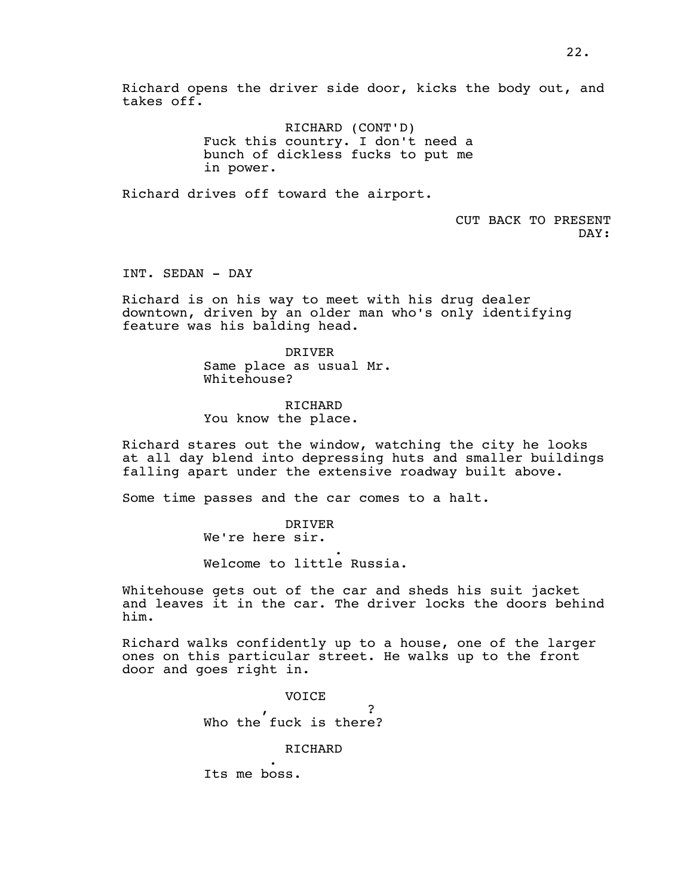Richard opens the driver side door, kicks the body out, and takes off.

RICHARD (CONT'D)
Fuck this country. I don't need a bunch of dickless fucks to put me in power.

Richard drives off toward the airport.

CUT BACK TO PRESENT DAY:

INT. SEDAN - DAY

Richard is on his way to meet with his drug dealer downtown, driven by an older man who's only identifying feature was his balding head.

DRIVER
Same place as usual Mr. Whitehouse?

RICHARD
You know the place.

Richard stares out the window, watching the city he looks at all day blend into depressing huts and smaller buildings falling apart under the extensive roadway built above.

Some time passes and the car comes to a halt.

DRIVER
We're here sir.
.
Welcome to little Russia.

Whitehouse gets out of the car and sheds his suit jacket and leaves it in the car. The driver locks the doors behind him.

Richard walks confidently up to a house, one of the larger ones on this particular street. He walks up to the front door and goes right in.

VOICE
, ?
Who the fuck is there?

RICHARD
.
Its me boss.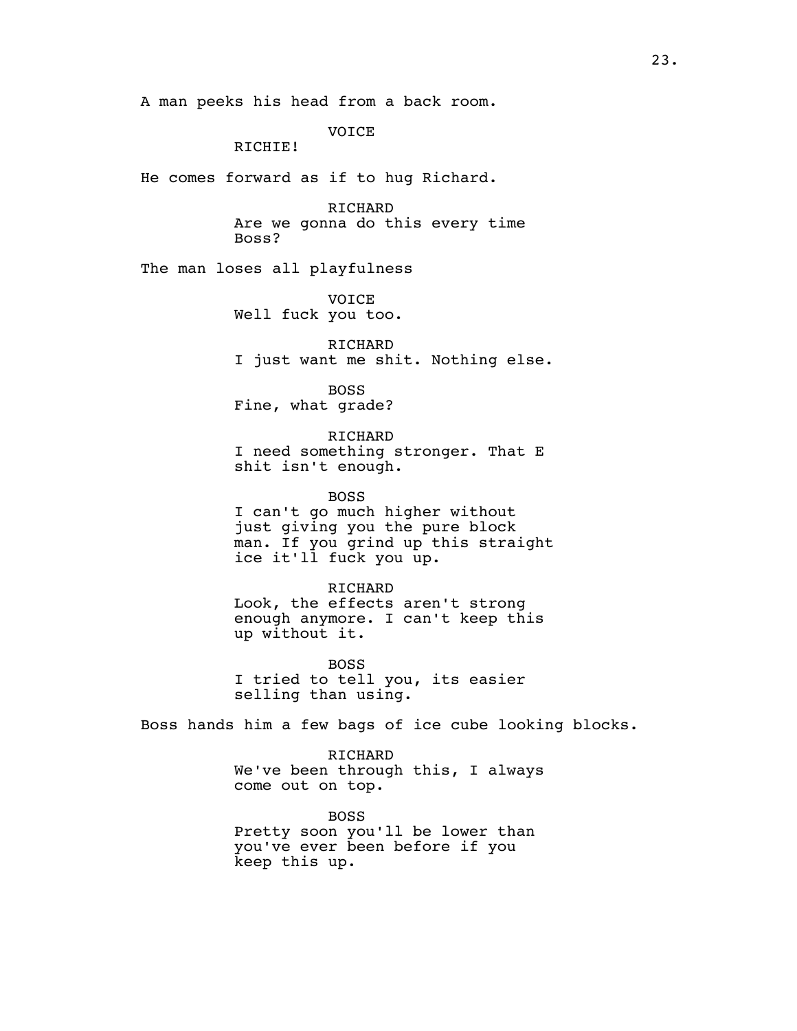A man peeks his head from a back room.

VOICE
RICHIE!

He comes forward as if to hug Richard.

RICHARD
Are we gonna do this every time Boss?

The man loses all playfulness

VOICE
Well fuck you too.

RICHARD
I just want me shit. Nothing else.

BOSS
Fine, what grade?

RICHARD
I need something stronger. That E shit isn't enough.

BOSS
I can't go much higher without just giving you the pure block man. If you grind up this straight ice it'll fuck you up.

RICHARD
Look, the effects aren't strong enough anymore. I can't keep this up without it.

BOSS
I tried to tell you, its easier selling than using.

Boss hands him a few bags of ice cube looking blocks.

RICHARD
We've been through this, I always come out on top.

BOSS
Pretty soon you'll be lower than you've ever been before if you keep this up.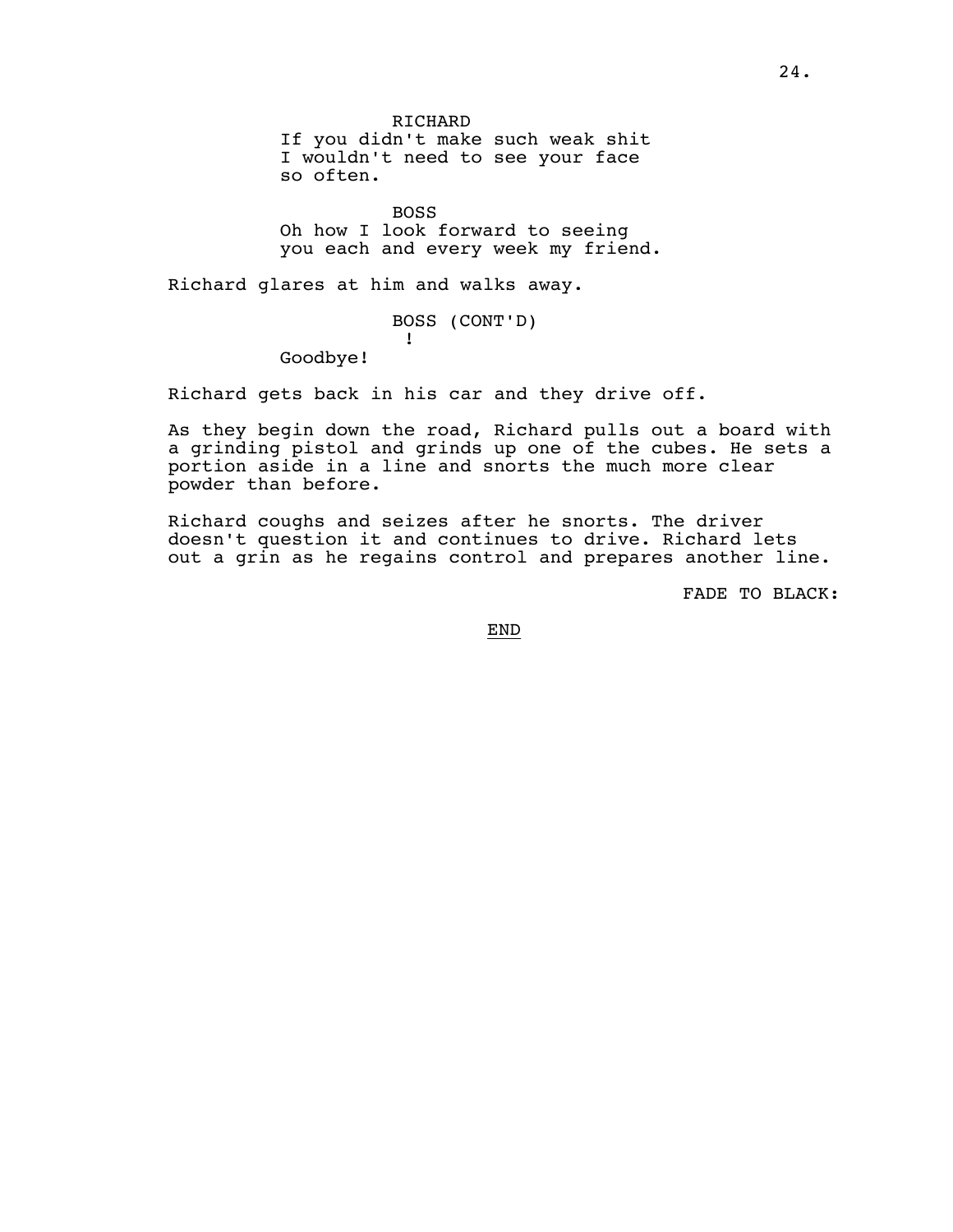RICHARD
If you didn't make such weak shit
I wouldn't need to see your face
so often.

BOSS
Oh how I look forward to seeing
you each and every week my friend.

Richard glares at him and walks away.

BOSS (CONT'D)
!
Goodbye!

Richard gets back in his car and they drive off.

As they begin down the road, Richard pulls out a board with a grinding pistol and grinds up one of the cubes. He sets a portion aside in a line and snorts the much more clear powder than before.

Richard coughs and seizes after he snorts. The driver doesn't question it and continues to drive. Richard lets out a grin as he regains control and prepares another line.

FADE TO BLACK:

END